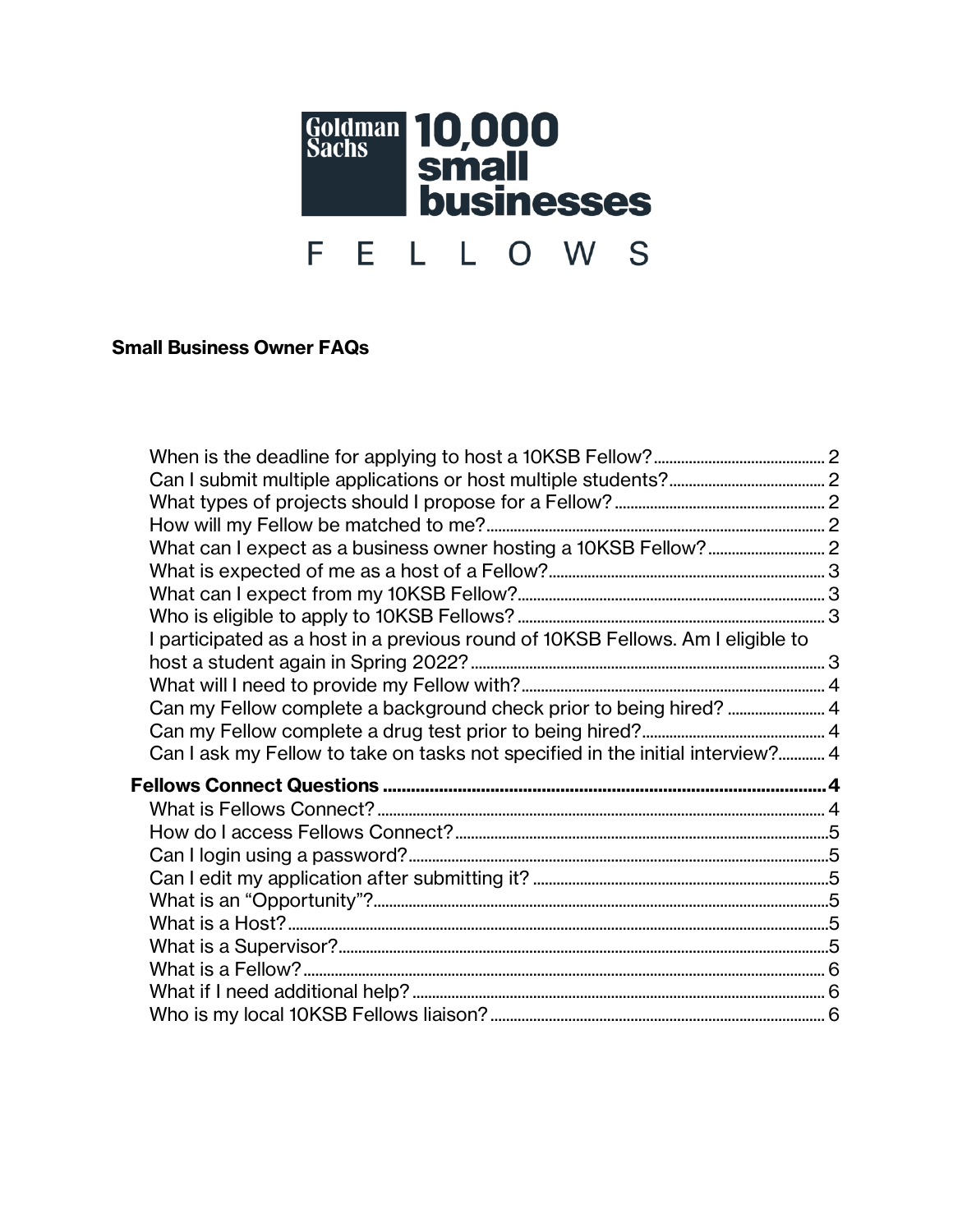# Goldman Sachs 10,000 small businesses

F E L L O W S

**Small Business Owner FAQs**

- When is the deadline for applying to host a 10KSB Fellow? 2
- Can I submit multiple applications or host multiple students? 2
- What types of projects should I propose for a Fellow? 2
- How will my Fellow be matched to me? 2
- What can I expect as a business owner hosting a 10KSB Fellow? 2
- What is expected of me as a host of a Fellow? 3
- What can I expect from my 10KSB Fellow? 3
- Who is eligible to apply to 10KSB Fellows? 3
- I participated as a host in a previous round of 10KSB Fellows. Am I eligible to host a student again in Spring 2022? 3
- What will I need to provide my Fellow with? 4
- Can my Fellow complete a background check prior to being hired? 4
- Can my Fellow complete a drug test prior to being hired? 4
- Can I ask my Fellow to take on tasks not specified in the initial interview? 4

**Fellows Connect Questions 4**

- What is Fellows Connect? 4
- How do I access Fellows Connect? 5
- Can I login using a password? 5
- Can I edit my application after submitting it? 5
- What is an "Opportunity"? 5
- What is a Host? 5
- What is a Supervisor? 5
- What is a Fellow? 6
- What if I need additional help? 6
- Who is my local 10KSB Fellows liaison? 6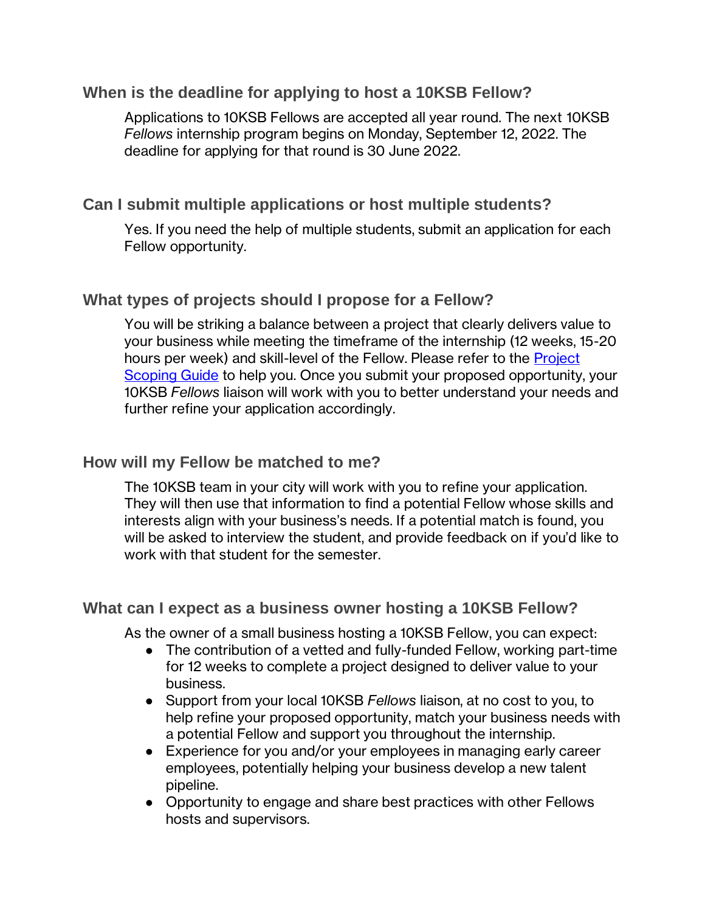### When is the deadline for applying to host a 10KSB Fellow?

Applications to 10KSB Fellows are accepted all year round. The next 10KSB *Fellows* internship program begins on Monday, September 12, 2022. The deadline for applying for that round is 30 June 2022.

### Can I submit multiple applications or host multiple students?

Yes. If you need the help of multiple students, submit an application for each Fellow opportunity.

### What types of projects should I propose for a Fellow?

You will be striking a balance between a project that clearly delivers value to your business while meeting the timeframe of the internship (12 weeks, 15-20 hours per week) and skill-level of the Fellow. Please refer to the [Project Scoping Guide]() to help you. Once you submit your proposed opportunity, your 10KSB *Fellows* liaison will work with you to better understand your needs and further refine your application accordingly.

### How will my Fellow be matched to me?

The 10KSB team in your city will work with you to refine your application. They will then use that information to find a potential Fellow whose skills and interests align with your business's needs. If a potential match is found, you will be asked to interview the student, and provide feedback on if you'd like to work with that student for the semester.

### What can I expect as a business owner hosting a 10KSB Fellow?

As the owner of a small business hosting a 10KSB Fellow, you can expect:

- The contribution of a vetted and fully-funded Fellow, working part-time for 12 weeks to complete a project designed to deliver value to your business.
- Support from your local 10KSB *Fellows* liaison, at no cost to you, to help refine your proposed opportunity, match your business needs with a potential Fellow and support you throughout the internship.
- Experience for you and/or your employees in managing early career employees, potentially helping your business develop a new talent pipeline.
- Opportunity to engage and share best practices with other Fellows hosts and supervisors.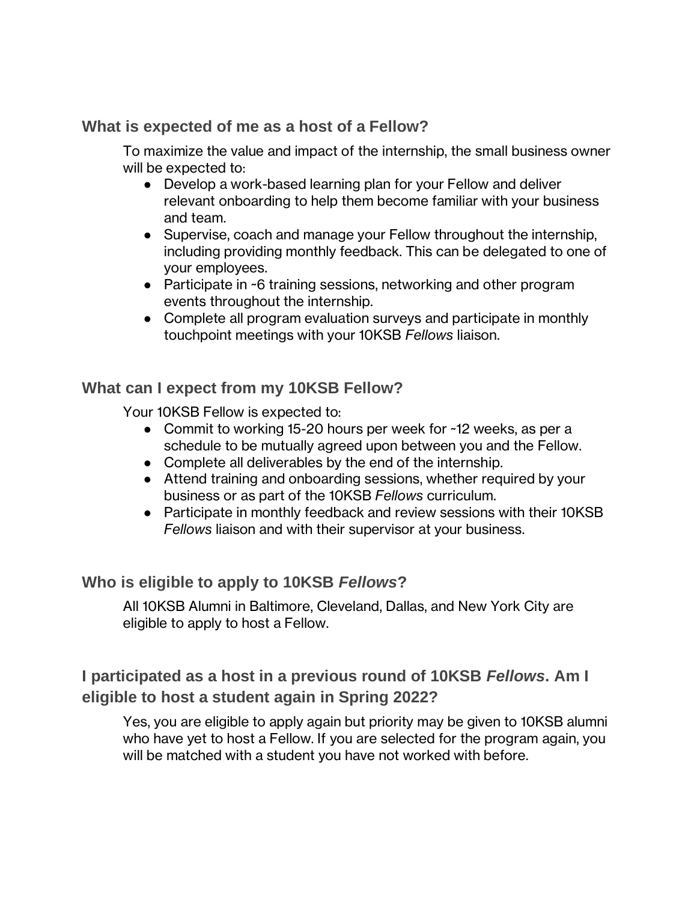### What is expected of me as a host of a Fellow?

To maximize the value and impact of the internship, the small business owner will be expected to:

- Develop a work-based learning plan for your Fellow and deliver relevant onboarding to help them become familiar with your business and team.
- Supervise, coach and manage your Fellow throughout the internship, including providing monthly feedback. This can be delegated to one of your employees.
- Participate in ~6 training sessions, networking and other program events throughout the internship.
- Complete all program evaluation surveys and participate in monthly touchpoint meetings with your 10KSB *Fellows* liaison.

### What can I expect from my 10KSB Fellow?

Your 10KSB Fellow is expected to:

- Commit to working 15-20 hours per week for ~12 weeks, as per a schedule to be mutually agreed upon between you and the Fellow.
- Complete all deliverables by the end of the internship.
- Attend training and onboarding sessions, whether required by your business or as part of the 10KSB *Fellows* curriculum.
- Participate in monthly feedback and review sessions with their 10KSB *Fellows* liaison and with their supervisor at your business.

### Who is eligible to apply to 10KSB *Fellows*?

All 10KSB Alumni in Baltimore, Cleveland, Dallas, and New York City are eligible to apply to host a Fellow.

### I participated as a host in a previous round of 10KSB *Fellows*. Am I eligible to host a student again in Spring 2022?

Yes, you are eligible to apply again but priority may be given to 10KSB alumni who have yet to host a Fellow. If you are selected for the program again, you will be matched with a student you have not worked with before.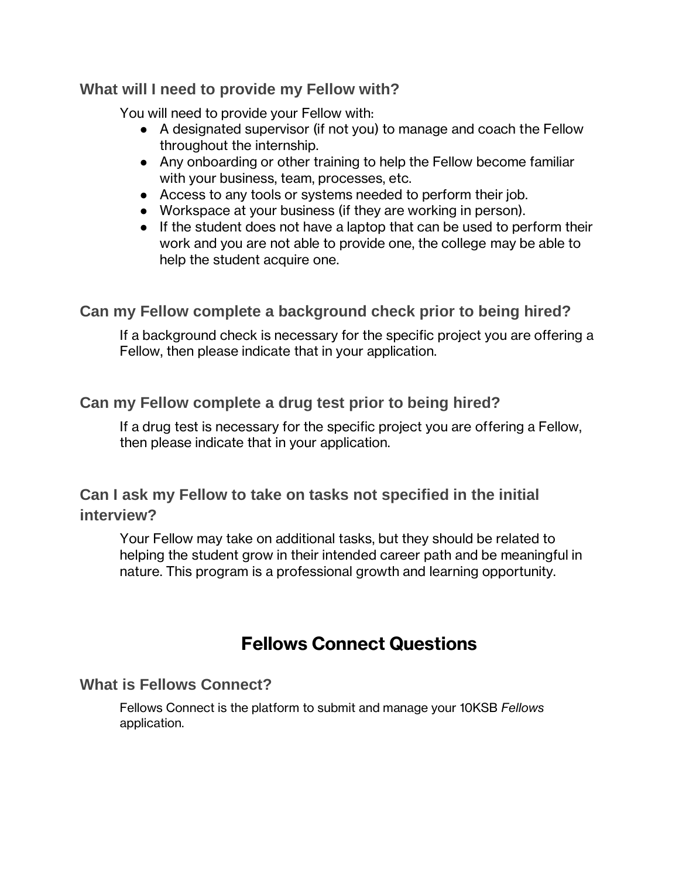### What will I need to provide my Fellow with?

You will need to provide your Fellow with:

- A designated supervisor (if not you) to manage and coach the Fellow throughout the internship.
- Any onboarding or other training to help the Fellow become familiar with your business, team, processes, etc.
- Access to any tools or systems needed to perform their job.
- Workspace at your business (if they are working in person).
- If the student does not have a laptop that can be used to perform their work and you are not able to provide one, the college may be able to help the student acquire one.

### Can my Fellow complete a background check prior to being hired?

If a background check is necessary for the specific project you are offering a Fellow, then please indicate that in your application.

### Can my Fellow complete a drug test prior to being hired?

If a drug test is necessary for the specific project you are offering a Fellow, then please indicate that in your application.

### Can I ask my Fellow to take on tasks not specified in the initial interview?

Your Fellow may take on additional tasks, but they should be related to helping the student grow in their intended career path and be meaningful in nature. This program is a professional growth and learning opportunity.

## Fellows Connect Questions

### What is Fellows Connect?

Fellows Connect is the platform to submit and manage your 10KSB *Fellows* application.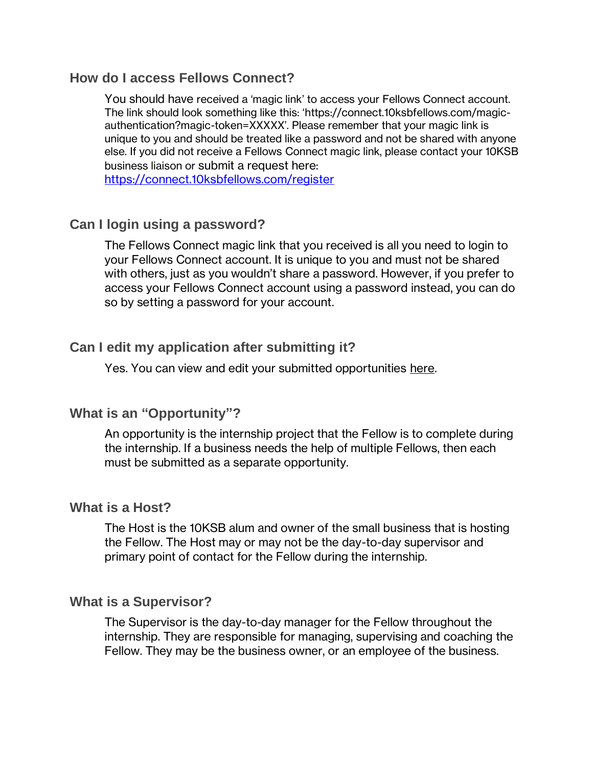### How do I access Fellows Connect?

You should have received a 'magic link' to access your Fellows Connect account. The link should look something like this: 'https://connect.10ksbfellows.com/magic-authentication?magic-token=XXXXX'. Please remember that your magic link is unique to you and should be treated like a password and not be shared with anyone else. If you did not receive a Fellows Connect magic link, please contact your 10KSB business liaison or submit a request here: [https://connect.10ksbfellows.com/register](https://connect.10ksbfellows.com/register)

### Can I login using a password?

The Fellows Connect magic link that you received is all you need to login to your Fellows Connect account. It is unique to you and must not be shared with others, just as you wouldn't share a password. However, if you prefer to access your Fellows Connect account using a password instead, you can do so by setting a password for your account.

### Can I edit my application after submitting it?

Yes. You can view and edit your submitted opportunities here.

### What is an "Opportunity"?

An opportunity is the internship project that the Fellow is to complete during the internship. If a business needs the help of multiple Fellows, then each must be submitted as a separate opportunity.

### What is a Host?

The Host is the 10KSB alum and owner of the small business that is hosting the Fellow. The Host may or may not be the day-to-day supervisor and primary point of contact for the Fellow during the internship.

### What is a Supervisor?

The Supervisor is the day-to-day manager for the Fellow throughout the internship. They are responsible for managing, supervising and coaching the Fellow. They may be the business owner, or an employee of the business.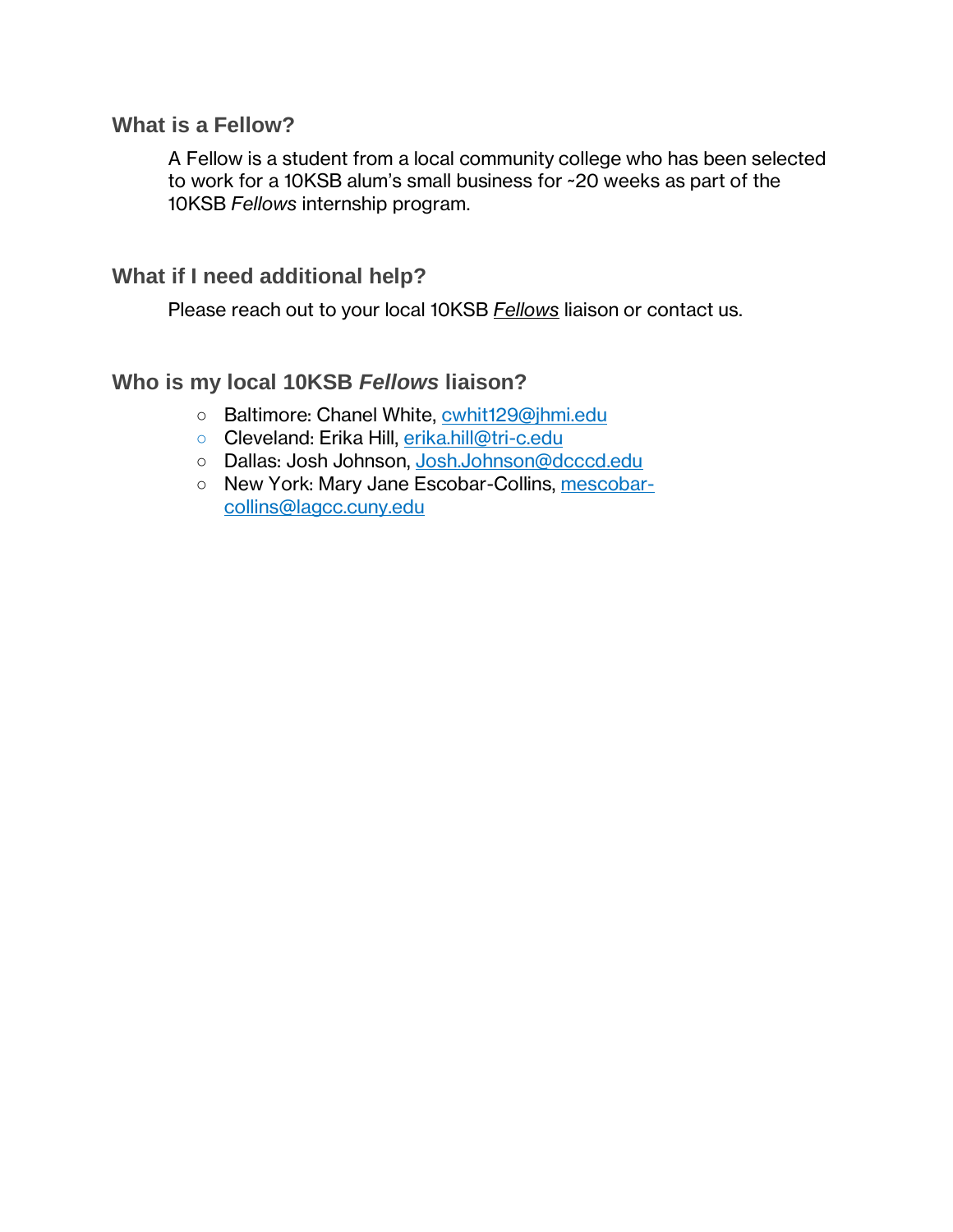### What is a Fellow?

A Fellow is a student from a local community college who has been selected to work for a 10KSB alum's small business for ~20 weeks as part of the 10KSB *Fellows* internship program.

### What if I need additional help?

Please reach out to your local 10KSB *Fellows* liaison or contact us.

### Who is my local 10KSB *Fellows* liaison?

- Baltimore: Chanel White, cwhit129@jhmi.edu
- Cleveland: Erika Hill, erika.hill@tri-c.edu
- Dallas: Josh Johnson, Josh.Johnson@dcccd.edu
- New York: Mary Jane Escobar-Collins, mescobar-collins@lagcc.cuny.edu